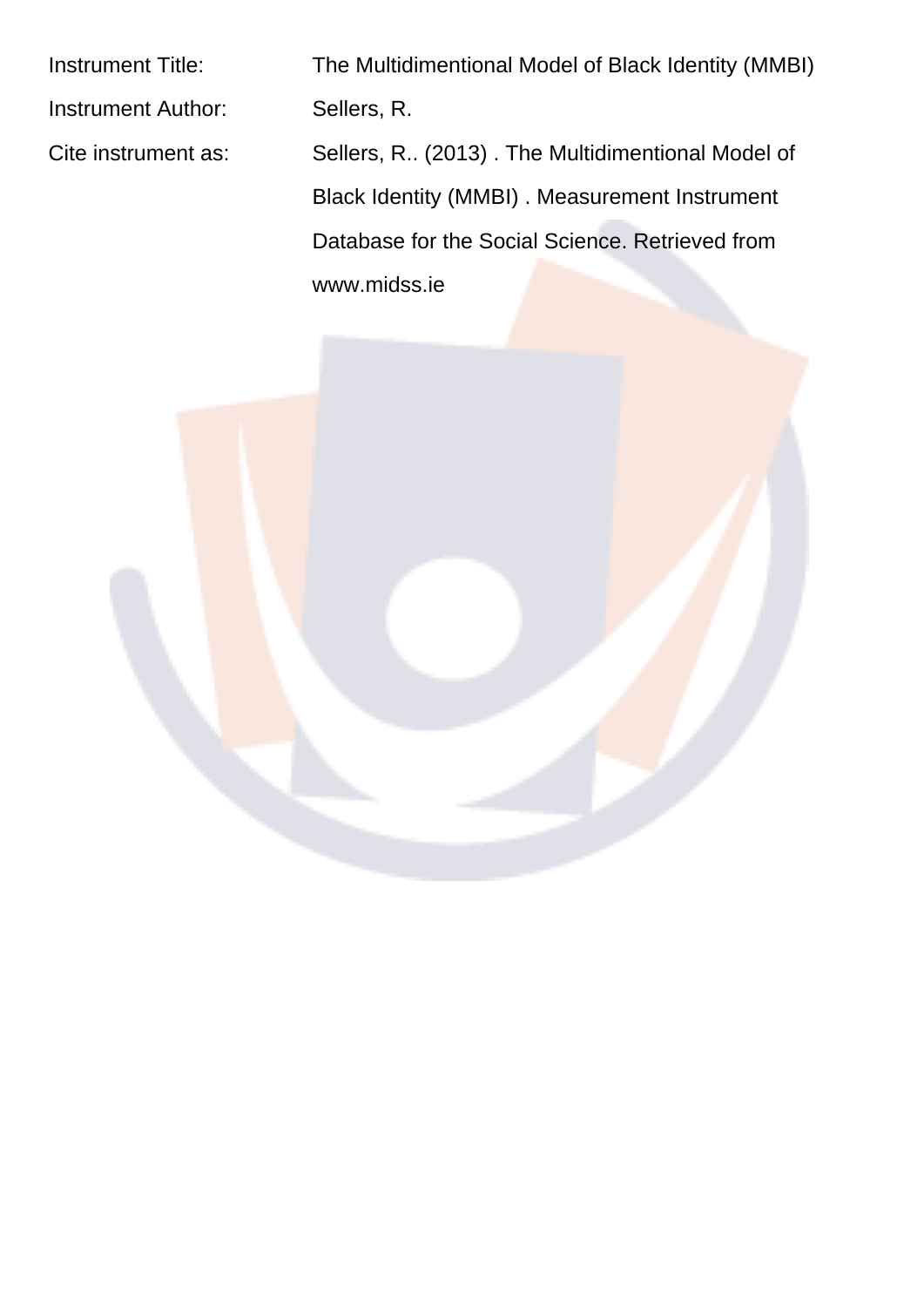Instrument Title: The Multidimentional Model of Black Identity (MMBI)

Instrument Author: Sellers, R.

Cite instrument as: Sellers, R.. (2013) . The Multidimentional Model of Black Identity (MMBI) . Measurement Instrument Database for the Social Science. Retrieved from www.midss.ie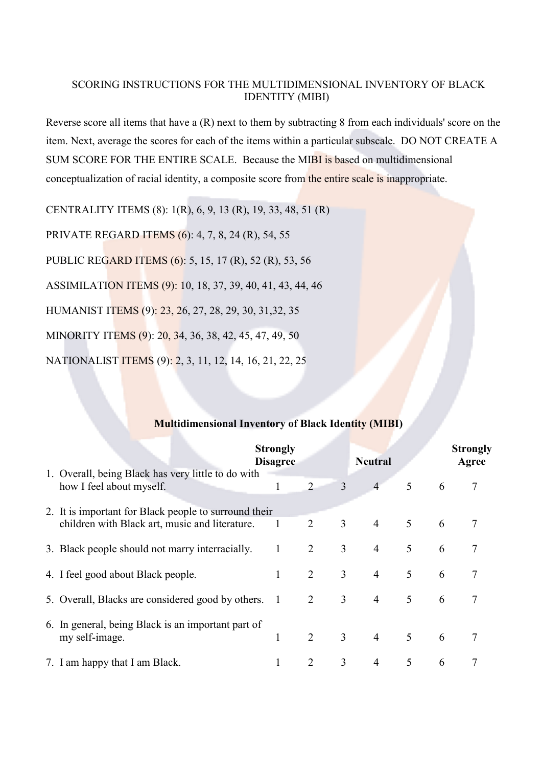SCORING INSTRUCTIONS FOR THE MULTIDIMENSIONAL INVENTORY OF BLACK IDENTITY (MIBI)

Reverse score all items that have a (R) next to them by subtracting 8 from each individuals' score on the item. Next, average the scores for each of the items within a particular subscale. DO NOT CREATE A SUM SCORE FOR THE ENTIRE SCALE. Because the MIBI is based on multidimensional conceptualization of racial identity, a composite score from the entire scale is inappropriate.

CENTRALITY ITEMS (8): 1(R), 6, 9, 13 (R), 19, 33, 48, 51 (R)

PRIVATE REGARD ITEMS (6): 4, 7, 8, 24 (R), 54, 55

PUBLIC REGARD ITEMS (6): 5, 15, 17 (R), 52 (R), 53, 56

ASSIMILATION ITEMS (9): 10, 18, 37, 39, 40, 41, 43, 44, 46

HUMANIST ITEMS (9): 23, 26, 27, 28, 29, 30, 31,32, 35

MINORITY ITEMS (9): 20, 34, 36, 38, 42, 45, 47, 49, 50

NATIONALIST ITEMS (9): 2, 3, 11, 12, 14, 16, 21, 22, 25

**Multidimensional Inventory of Black Identity (MIBI)**

| | Strongly Disagree | | | Neutral | | | Strongly Agree |
|---|---|---|---|---|---|---|---|
| 1. Overall, being Black has very little to do with how I feel about myself. | 1 | 2 | 3 | 4 | 5 | 6 | 7 |
| 2. It is important for Black people to surround their children with Black art, music and literature. | 1 | 2 | 3 | 4 | 5 | 6 | 7 |
| 3. Black people should not marry interracially. | 1 | 2 | 3 | 4 | 5 | 6 | 7 |
| 4. I feel good about Black people. | 1 | 2 | 3 | 4 | 5 | 6 | 7 |
| 5. Overall, Blacks are considered good by others. | 1 | 2 | 3 | 4 | 5 | 6 | 7 |
| 6. In general, being Black is an important part of my self-image. | 1 | 2 | 3 | 4 | 5 | 6 | 7 |
| 7. I am happy that I am Black. | 1 | 2 | 3 | 4 | 5 | 6 | 7 |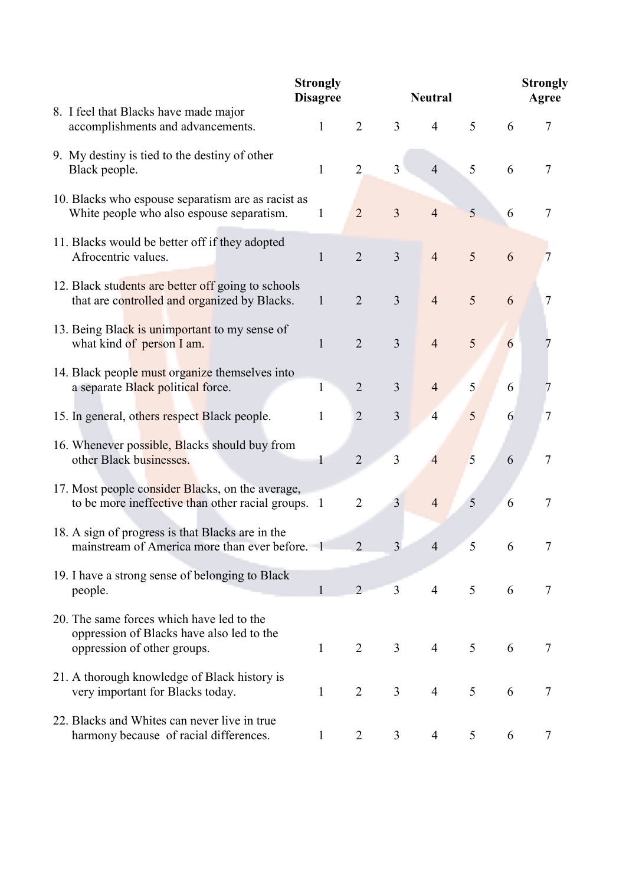| | Strongly Disagree | | | Neutral | | | Strongly Agree |
|---|---|---|---|---|---|---|---|
| 8. I feel that Blacks have made major accomplishments and advancements. | 1 | 2 | 3 | 4 | 5 | 6 | 7 |
| 9. My destiny is tied to the destiny of other Black people. | 1 | 2 | 3 | 4 | 5 | 6 | 7 |
| 10. Blacks who espouse separatism are as racist as White people who also espouse separatism. | 1 | 2 | 3 | 4 | 5 | 6 | 7 |
| 11. Blacks would be better off if they adopted Afrocentric values. | 1 | 2 | 3 | 4 | 5 | 6 | 7 |
| 12. Black students are better off going to schools that are controlled and organized by Blacks. | 1 | 2 | 3 | 4 | 5 | 6 | 7 |
| 13. Being Black is unimportant to my sense of what kind of person I am. | 1 | 2 | 3 | 4 | 5 | 6 | 7 |
| 14. Black people must organize themselves into a separate Black political force. | 1 | 2 | 3 | 4 | 5 | 6 | 7 |
| 15. In general, others respect Black people. | 1 | 2 | 3 | 4 | 5 | 6 | 7 |
| 16. Whenever possible, Blacks should buy from other Black businesses. | 1 | 2 | 3 | 4 | 5 | 6 | 7 |
| 17. Most people consider Blacks, on the average, to be more ineffective than other racial groups. | 1 | 2 | 3 | 4 | 5 | 6 | 7 |
| 18. A sign of progress is that Blacks are in the mainstream of America more than ever before. | 1 | 2 | 3 | 4 | 5 | 6 | 7 |
| 19. I have a strong sense of belonging to Black people. | 1 | 2 | 3 | 4 | 5 | 6 | 7 |
| 20. The same forces which have led to the oppression of Blacks have also led to the oppression of other groups. | 1 | 2 | 3 | 4 | 5 | 6 | 7 |
| 21. A thorough knowledge of Black history is very important for Blacks today. | 1 | 2 | 3 | 4 | 5 | 6 | 7 |
| 22. Blacks and Whites can never live in true harmony because of racial differences. | 1 | 2 | 3 | 4 | 5 | 6 | 7 |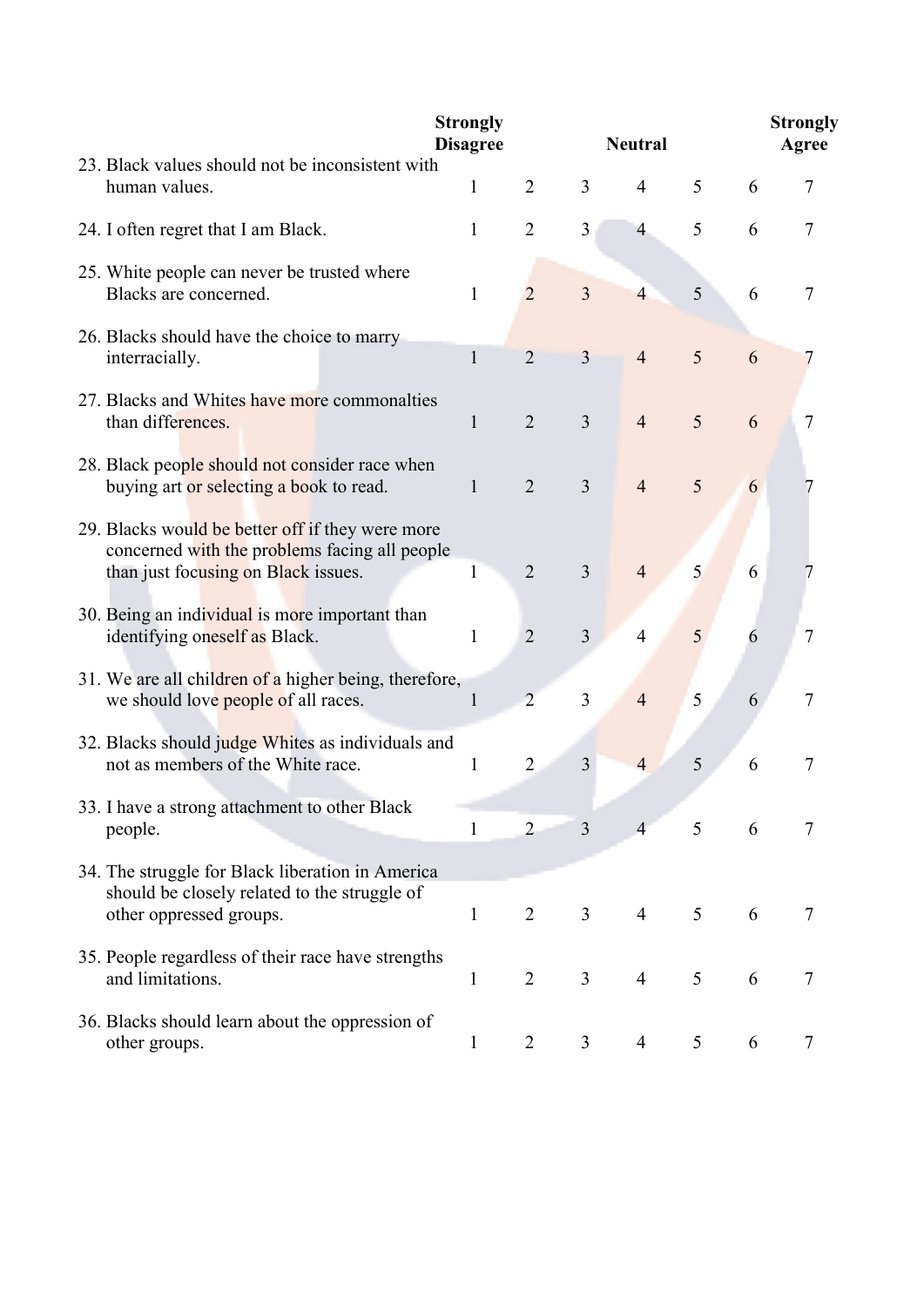| | Strongly Disagree | | | Neutral | | | Strongly Agree |
|---|---|---|---|---|---|---|---|
| 23. Black values should not be inconsistent with human values. | 1 | 2 | 3 | 4 | 5 | 6 | 7 |
| 24. I often regret that I am Black. | 1 | 2 | 3 | 4 | 5 | 6 | 7 |
| 25. White people can never be trusted where Blacks are concerned. | 1 | 2 | 3 | 4 | 5 | 6 | 7 |
| 26. Blacks should have the choice to marry interracially. | 1 | 2 | 3 | 4 | 5 | 6 | 7 |
| 27. Blacks and Whites have more commonalties than differences. | 1 | 2 | 3 | 4 | 5 | 6 | 7 |
| 28. Black people should not consider race when buying art or selecting a book to read. | 1 | 2 | 3 | 4 | 5 | 6 | 7 |
| 29. Blacks would be better off if they were more concerned with the problems facing all people than just focusing on Black issues. | 1 | 2 | 3 | 4 | 5 | 6 | 7 |
| 30. Being an individual is more important than identifying oneself as Black. | 1 | 2 | 3 | 4 | 5 | 6 | 7 |
| 31. We are all children of a higher being, therefore, we should love people of all races. | 1 | 2 | 3 | 4 | 5 | 6 | 7 |
| 32. Blacks should judge Whites as individuals and not as members of the White race. | 1 | 2 | 3 | 4 | 5 | 6 | 7 |
| 33. I have a strong attachment to other Black people. | 1 | 2 | 3 | 4 | 5 | 6 | 7 |
| 34. The struggle for Black liberation in America should be closely related to the struggle of other oppressed groups. | 1 | 2 | 3 | 4 | 5 | 6 | 7 |
| 35. People regardless of their race have strengths and limitations. | 1 | 2 | 3 | 4 | 5 | 6 | 7 |
| 36. Blacks should learn about the oppression of other groups. | 1 | 2 | 3 | 4 | 5 | 6 | 7 |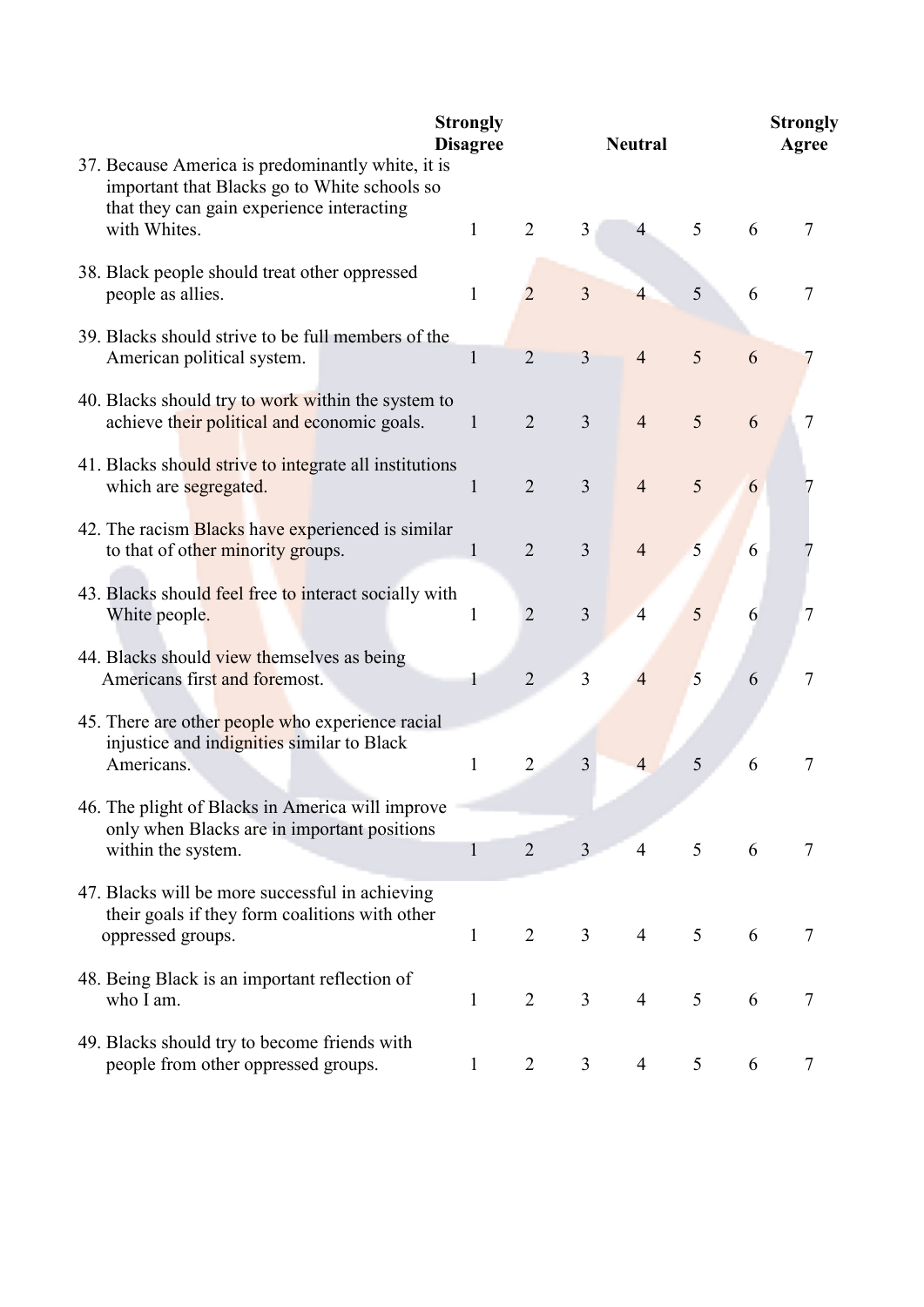| | Strongly Disagree | | | Neutral | | | Strongly Agree |
|---|---|---|---|---|---|---|---|
| 37. Because America is predominantly white, it is important that Blacks go to White schools so that they can gain experience interacting with Whites. | 1 | 2 | 3 | 4 | 5 | 6 | 7 |
| 38. Black people should treat other oppressed people as allies. | 1 | 2 | 3 | 4 | 5 | 6 | 7 |
| 39. Blacks should strive to be full members of the American political system. | 1 | 2 | 3 | 4 | 5 | 6 | 7 |
| 40. Blacks should try to work within the system to achieve their political and economic goals. | 1 | 2 | 3 | 4 | 5 | 6 | 7 |
| 41. Blacks should strive to integrate all institutions which are segregated. | 1 | 2 | 3 | 4 | 5 | 6 | 7 |
| 42. The racism Blacks have experienced is similar to that of other minority groups. | 1 | 2 | 3 | 4 | 5 | 6 | 7 |
| 43. Blacks should feel free to interact socially with White people. | 1 | 2 | 3 | 4 | 5 | 6 | 7 |
| 44. Blacks should view themselves as being Americans first and foremost. | 1 | 2 | 3 | 4 | 5 | 6 | 7 |
| 45. There are other people who experience racial injustice and indignities similar to Black Americans. | 1 | 2 | 3 | 4 | 5 | 6 | 7 |
| 46. The plight of Blacks in America will improve only when Blacks are in important positions within the system. | 1 | 2 | 3 | 4 | 5 | 6 | 7 |
| 47. Blacks will be more successful in achieving their goals if they form coalitions with other oppressed groups. | 1 | 2 | 3 | 4 | 5 | 6 | 7 |
| 48. Being Black is an important reflection of who I am. | 1 | 2 | 3 | 4 | 5 | 6 | 7 |
| 49. Blacks should try to become friends with people from other oppressed groups. | 1 | 2 | 3 | 4 | 5 | 6 | 7 |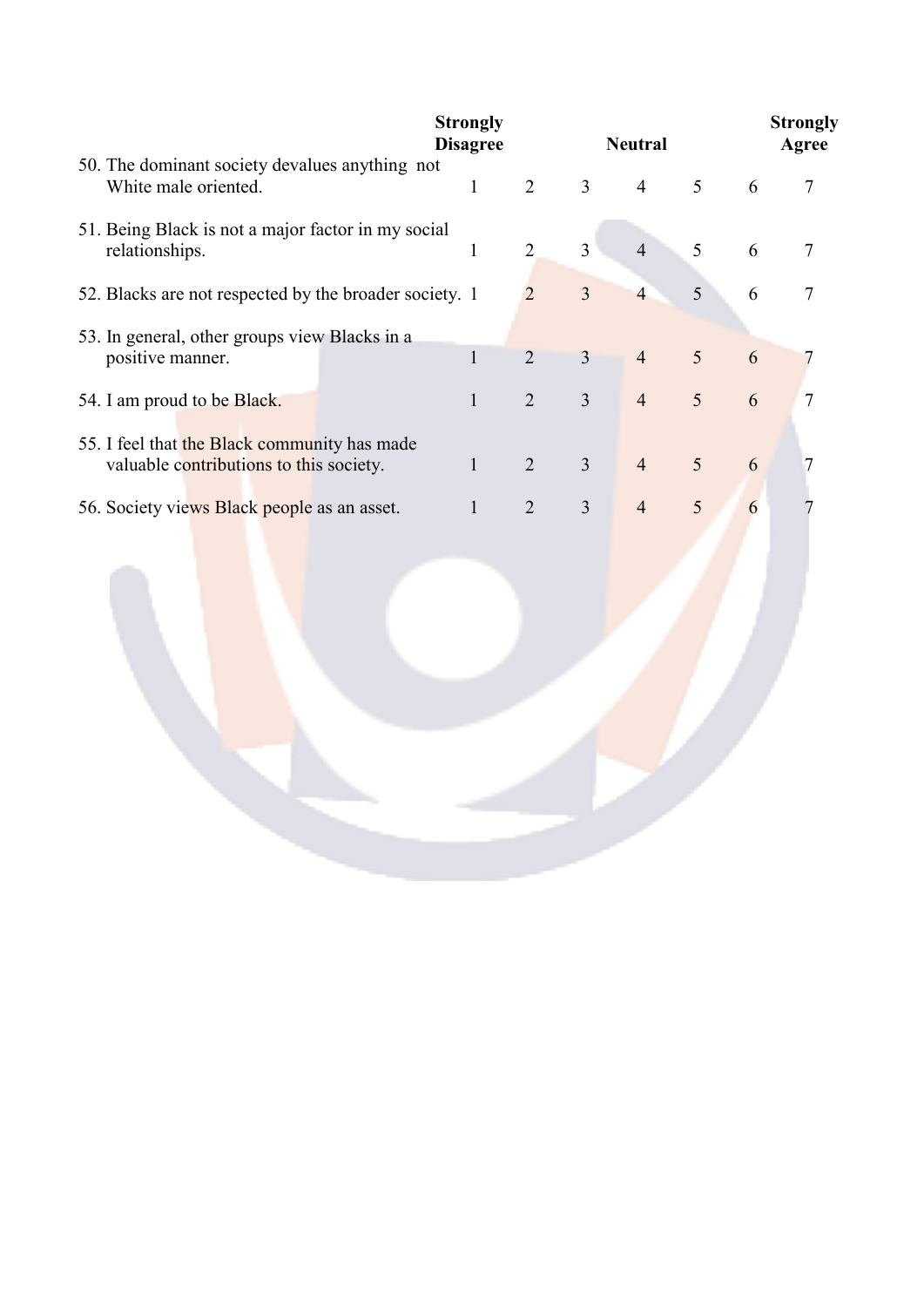| | Strongly Disagree | | | Neutral | | | Strongly Agree |
|---|---|---|---|---|---|---|---|
| 50. The dominant society devalues anything not White male oriented. | 1 | 2 | 3 | 4 | 5 | 6 | 7 |
| 51. Being Black is not a major factor in my social relationships. | 1 | 2 | 3 | 4 | 5 | 6 | 7 |
| 52. Blacks are not respected by the broader society. | 1 | 2 | 3 | 4 | 5 | 6 | 7 |
| 53. In general, other groups view Blacks in a positive manner. | 1 | 2 | 3 | 4 | 5 | 6 | 7 |
| 54. I am proud to be Black. | 1 | 2 | 3 | 4 | 5 | 6 | 7 |
| 55. I feel that the Black community has made valuable contributions to this society. | 1 | 2 | 3 | 4 | 5 | 6 | 7 |
| 56. Society views Black people as an asset. | 1 | 2 | 3 | 4 | 5 | 6 | 7 |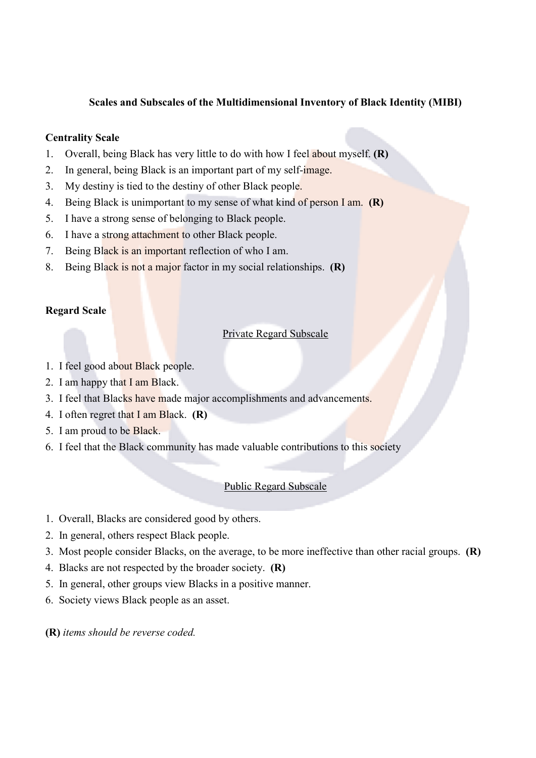**Scales and Subscales of the Multidimensional Inventory of Black Identity (MIBI)**

**Centrality Scale**

1. Overall, being Black has very little to do with how I feel about myself. **(R)**
2. In general, being Black is an important part of my self-image.
3. My destiny is tied to the destiny of other Black people.
4. Being Black is unimportant to my sense of what kind of person I am. **(R)**
5. I have a strong sense of belonging to Black people.
6. I have a strong attachment to other Black people.
7. Being Black is an important reflection of who I am.
8. Being Black is not a major factor in my social relationships. **(R)**

**Regard Scale**

Private Regard Subscale

1. I feel good about Black people.
2. I am happy that I am Black.
3. I feel that Blacks have made major accomplishments and advancements.
4. I often regret that I am Black. **(R)**
5. I am proud to be Black.
6. I feel that the Black community has made valuable contributions to this society

Public Regard Subscale

1. Overall, Blacks are considered good by others.
2. In general, others respect Black people.
3. Most people consider Blacks, on the average, to be more ineffective than other racial groups. **(R)**
4. Blacks are not respected by the broader society. **(R)**
5. In general, other groups view Blacks in a positive manner.
6. Society views Black people as an asset.

**(R)** *items should be reverse coded.*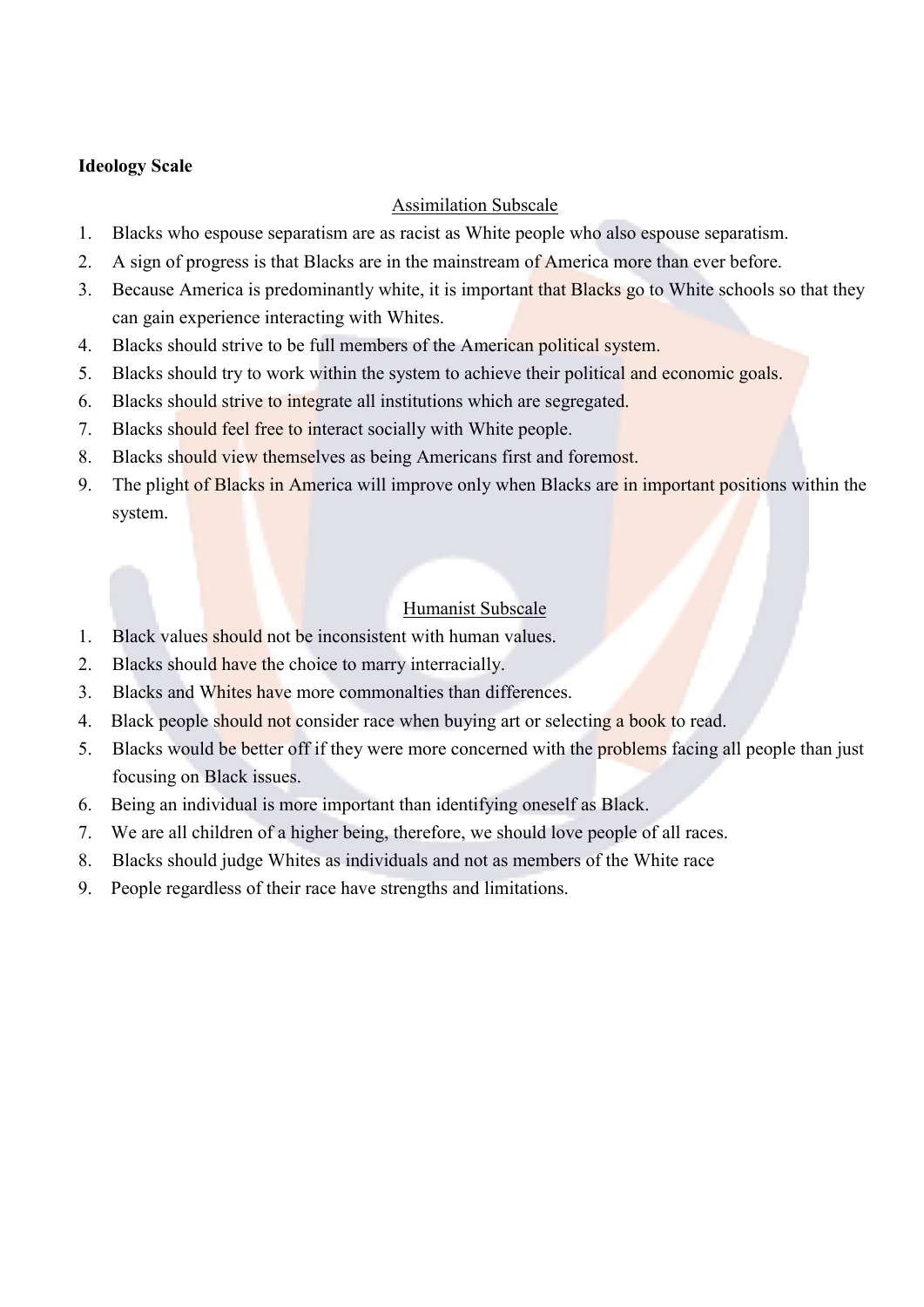**Ideology Scale**

<u>Assimilation Subscale</u>

1. Blacks who espouse separatism are as racist as White people who also espouse separatism.
2. A sign of progress is that Blacks are in the mainstream of America more than ever before.
3. Because America is predominantly white, it is important that Blacks go to White schools so that they can gain experience interacting with Whites.
4. Blacks should strive to be full members of the American political system.
5. Blacks should try to work within the system to achieve their political and economic goals.
6. Blacks should strive to integrate all institutions which are segregated.
7. Blacks should feel free to interact socially with White people.
8. Blacks should view themselves as being Americans first and foremost.
9. The plight of Blacks in America will improve only when Blacks are in important positions within the system.

<u>Humanist Subscale</u>

1. Black values should not be inconsistent with human values.
2. Blacks should have the choice to marry interracially.
3. Blacks and Whites have more commonalties than differences.
4. Black people should not consider race when buying art or selecting a book to read.
5. Blacks would be better off if they were more concerned with the problems facing all people than just focusing on Black issues.
6. Being an individual is more important than identifying oneself as Black.
7. We are all children of a higher being, therefore, we should love people of all races.
8. Blacks should judge Whites as individuals and not as members of the White race
9. People regardless of their race have strengths and limitations.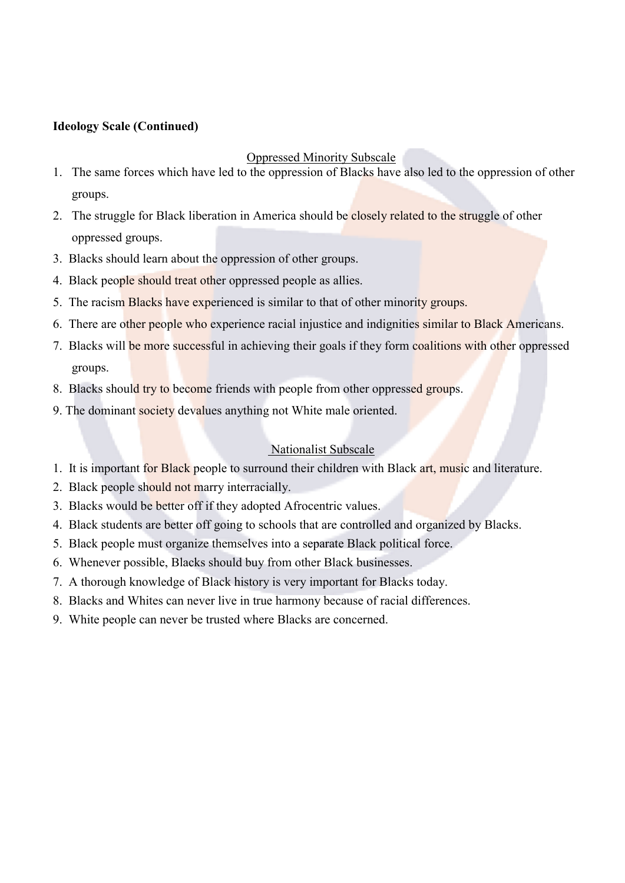**Ideology Scale (Continued)**

Oppressed Minority Subscale

1. The same forces which have led to the oppression of Blacks have also led to the oppression of other groups.
2. The struggle for Black liberation in America should be closely related to the struggle of other oppressed groups.
3. Blacks should learn about the oppression of other groups.
4. Black people should treat other oppressed people as allies.
5. The racism Blacks have experienced is similar to that of other minority groups.
6. There are other people who experience racial injustice and indignities similar to Black Americans.
7. Blacks will be more successful in achieving their goals if they form coalitions with other oppressed groups.
8. Blacks should try to become friends with people from other oppressed groups.
9. The dominant society devalues anything not White male oriented.

Nationalist Subscale

1. It is important for Black people to surround their children with Black art, music and literature.
2. Black people should not marry interracially.
3. Blacks would be better off if they adopted Afrocentric values.
4. Black students are better off going to schools that are controlled and organized by Blacks.
5. Black people must organize themselves into a separate Black political force.
6. Whenever possible, Blacks should buy from other Black businesses.
7. A thorough knowledge of Black history is very important for Blacks today.
8. Blacks and Whites can never live in true harmony because of racial differences.
9. White people can never be trusted where Blacks are concerned.